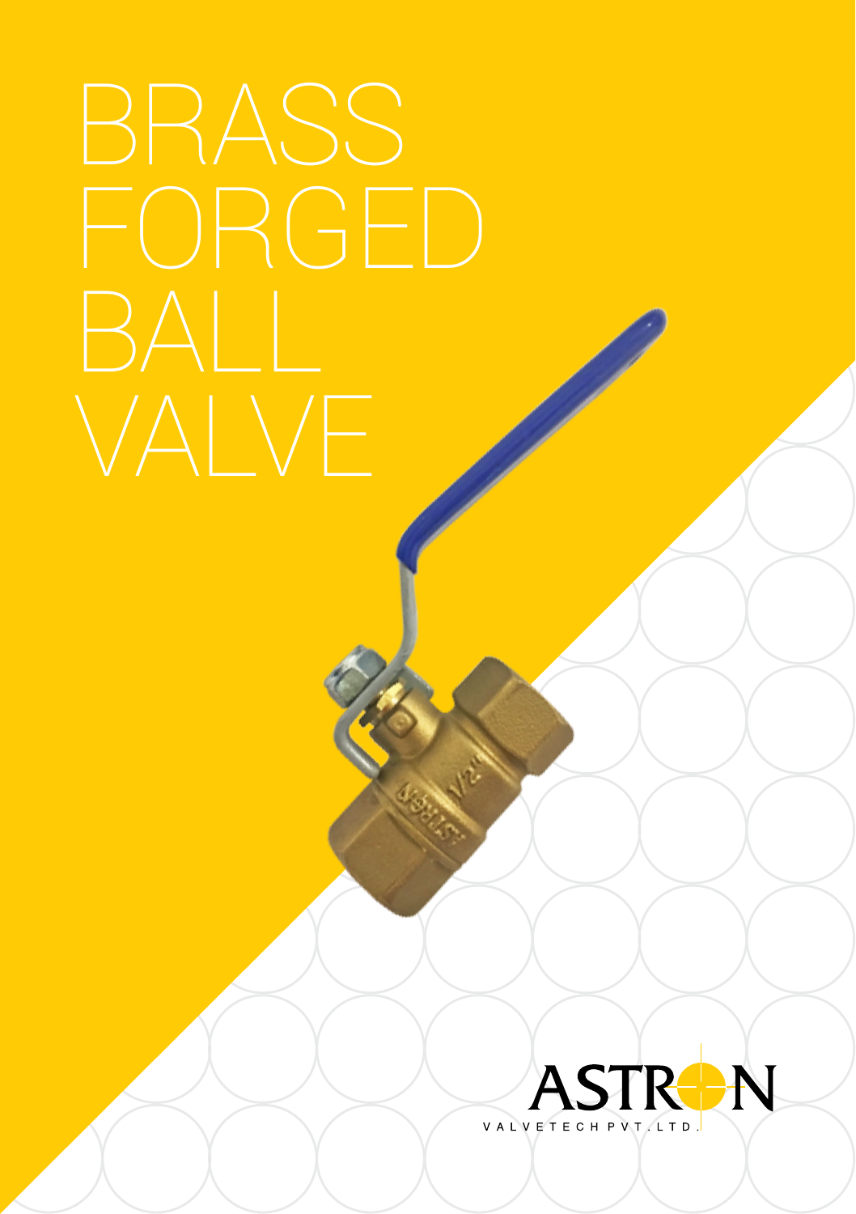# BRASS FORGED BALL VALVE

ASTRON

VALVETECH PVT. LTD.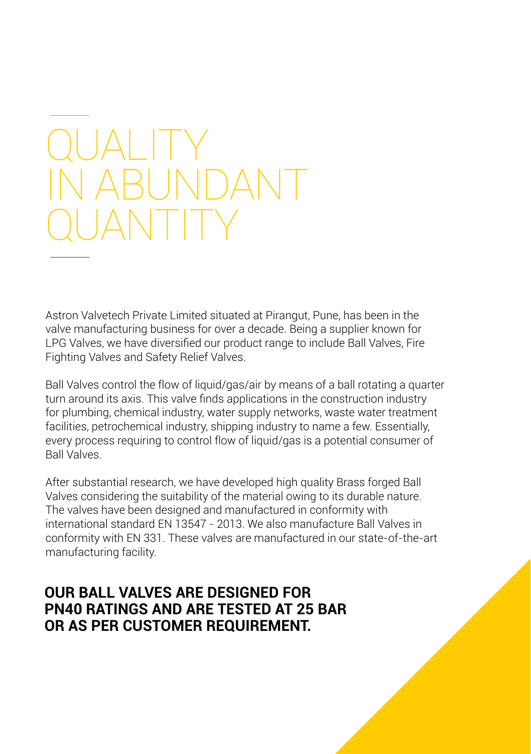# QUALITY IN ABUNDANT QUANTITY

Astron Valvetech Private Limited situated at Pirangut, Pune, has been in the valve manufacturing business for over a decade. Being a supplier known for LPG Valves, we have diversified our product range to include Ball Valves, Fire Fighting Valves and Safety Relief Valves.

Ball Valves control the flow of liquid/gas/air by means of a ball rotating a quarter turn around its axis. This valve finds applications in the construction industry for plumbing, chemical industry, water supply networks, waste water treatment facilities, petrochemical industry, shipping industry to name a few. Essentially, every process requiring to control flow of liquid/gas is a potential consumer of Ball Valves.

After substantial research, we have developed high quality Brass forged Ball Valves considering the suitability of the material owing to its durable nature. The valves have been designed and manufactured in conformity with international standard EN 13547 - 2013. We also manufacture Ball Valves in conformity with EN 331. These valves are manufactured in our state-of-the-art manufacturing facility.

**OUR BALL VALVES ARE DESIGNED FOR PN40 RATINGS AND ARE TESTED AT 25 BAR OR AS PER CUSTOMER REQUIREMENT.**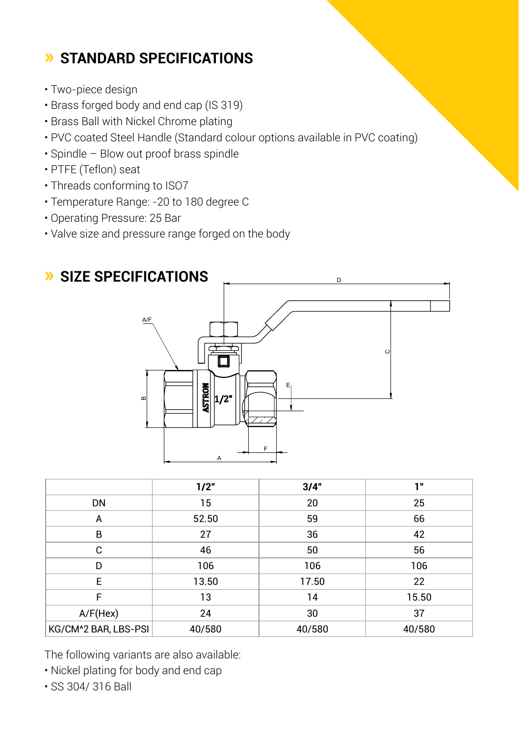## » STANDARD SPECIFICATIONS

- Two-piece design
- Brass forged body and end cap (IS 319)
- Brass Ball with Nickel Chrome plating
- PVC coated Steel Handle (Standard colour options available in PVC coating)
- Spindle – Blow out proof brass spindle
- PTFE (Teflon) seat
- Threads conforming to ISO7
- Temperature Range: -20 to 180 degree C
- Operating Pressure: 25 Bar
- Valve size and pressure range forged on the body

## » SIZE SPECIFICATIONS

| | 1/2" | 3/4" | 1" |
|---|---|---|---|
| DN | 15 | 20 | 25 |
| A | 52.50 | 59 | 66 |
| B | 27 | 36 | 42 |
| C | 46 | 50 | 56 |
| D | 106 | 106 | 106 |
| E | 13.50 | 17.50 | 22 |
| F | 13 | 14 | 15.50 |
| A/F(Hex) | 24 | 30 | 37 |
| KG/CM^2 BAR, LBS-PSI | 40/580 | 40/580 | 40/580 |

The following variants are also available:

- Nickel plating for body and end cap
- SS 304/ 316 Ball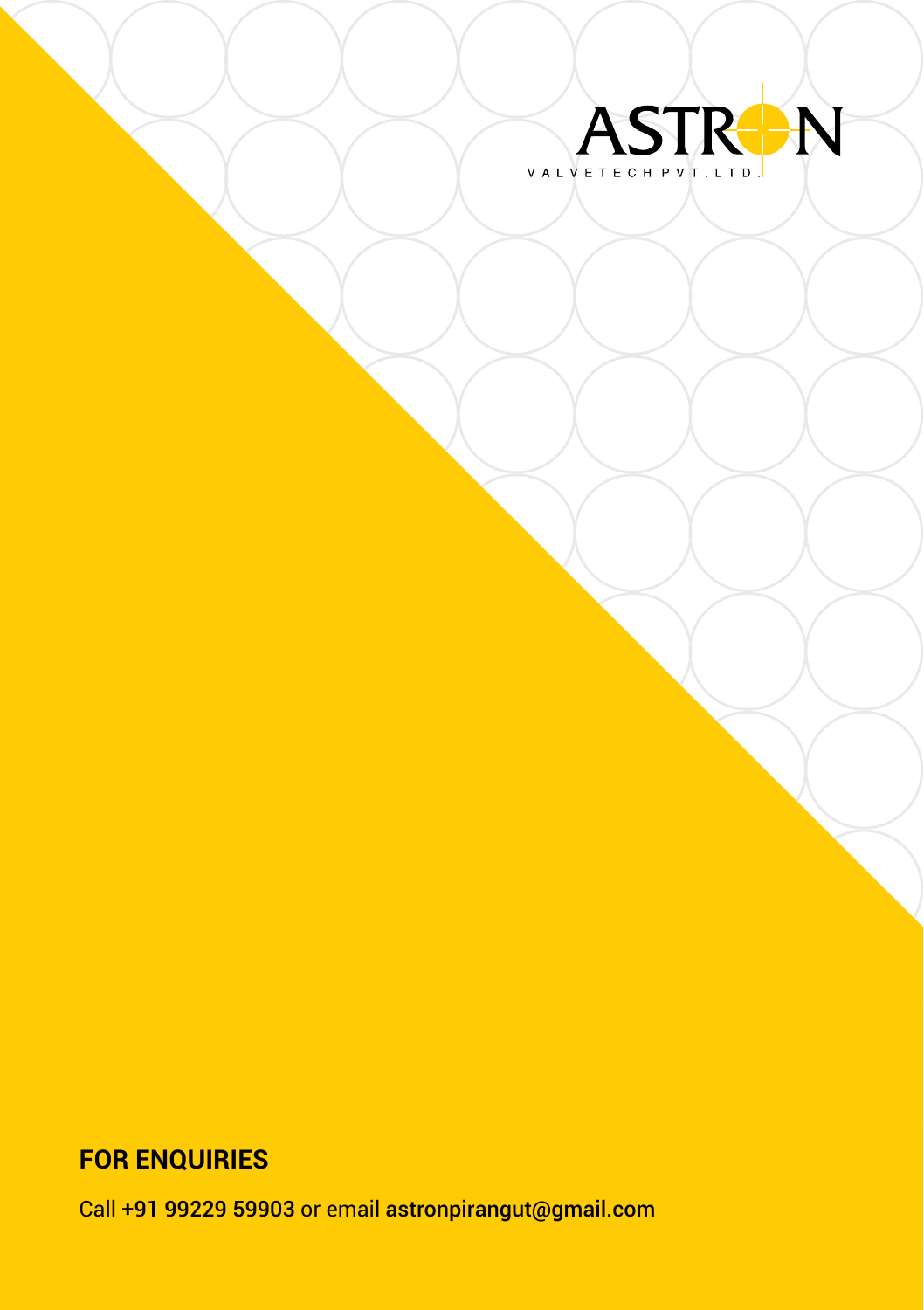ASTRON

VALVETECH PVT. LTD.

**FOR ENQUIRIES**

Call **+91 99229 59903** or email **astronpirangut@gmail.com**